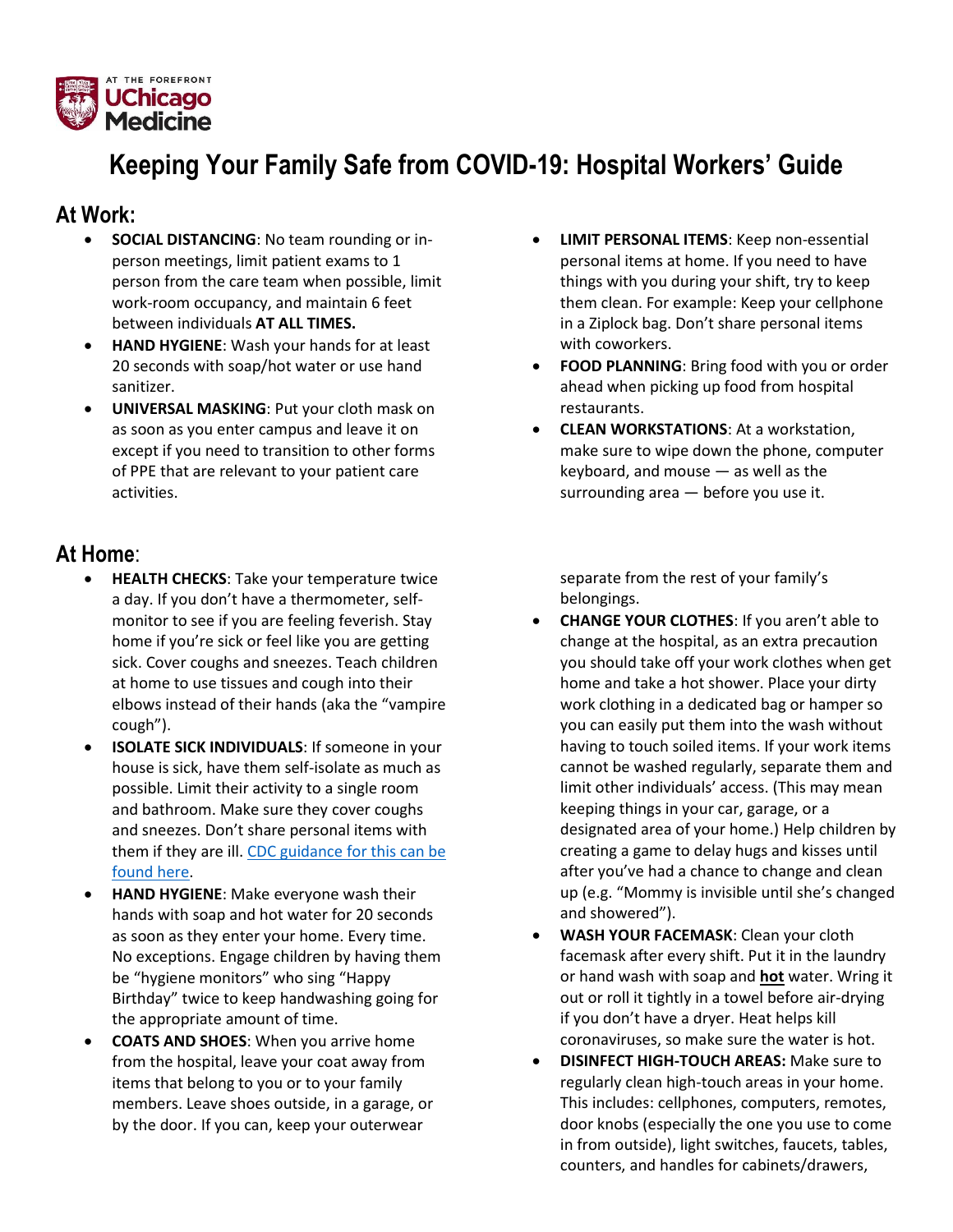AT THE FOREFRONT
UChicago Medicine

# Keeping Your Family Safe from COVID-19: Hospital Workers' Guide

## At Work:

- **SOCIAL DISTANCING**: No team rounding or in-person meetings, limit patient exams to 1 person from the care team when possible, limit work-room occupancy, and maintain 6 feet between individuals **AT ALL TIMES.**
- **HAND HYGIENE**: Wash your hands for at least 20 seconds with soap/hot water or use hand sanitizer.
- **UNIVERSAL MASKING**: Put your cloth mask on as soon as you enter campus and leave it on except if you need to transition to other forms of PPE that are relevant to your patient care activities.
- **LIMIT PERSONAL ITEMS**: Keep non-essential personal items at home. If you need to have things with you during your shift, try to keep them clean. For example: Keep your cellphone in a Ziplock bag. Don't share personal items with coworkers.
- **FOOD PLANNING**: Bring food with you or order ahead when picking up food from hospital restaurants.
- **CLEAN WORKSTATIONS**: At a workstation, make sure to wipe down the phone, computer keyboard, and mouse — as well as the surrounding area — before you use it.

## At Home:

- **HEALTH CHECKS**: Take your temperature twice a day. If you don't have a thermometer, self-monitor to see if you are feeling feverish. Stay home if you're sick or feel like you are getting sick. Cover coughs and sneezes. Teach children at home to use tissues and cough into their elbows instead of their hands (aka the "vampire cough").
- **ISOLATE SICK INDIVIDUALS**: If someone in your house is sick, have them self-isolate as much as possible. Limit their activity to a single room and bathroom. Make sure they cover coughs and sneezes. Don't share personal items with them if they are ill. [CDC guidance for this can be found here](#).
- **HAND HYGIENE**: Make everyone wash their hands with soap and hot water for 20 seconds as soon as they enter your home. Every time. No exceptions. Engage children by having them be "hygiene monitors" who sing "Happy Birthday" twice to keep handwashing going for the appropriate amount of time.
- **COATS AND SHOES**: When you arrive home from the hospital, leave your coat away from items that belong to you or to your family members. Leave shoes outside, in a garage, or by the door. If you can, keep your outerwear separate from the rest of your family's belongings.
- **CHANGE YOUR CLOTHES**: If you aren't able to change at the hospital, as an extra precaution you should take off your work clothes when get home and take a hot shower. Place your dirty work clothing in a dedicated bag or hamper so you can easily put them into the wash without having to touch soiled items. If your work items cannot be washed regularly, separate them and limit other individuals' access. (This may mean keeping things in your car, garage, or a designated area of your home.) Help children by creating a game to delay hugs and kisses until after you've had a chance to change and clean up (e.g. "Mommy is invisible until she's changed and showered").
- **WASH YOUR FACEMASK**: Clean your cloth facemask after every shift. Put it in the laundry or hand wash with soap and **hot** water. Wring it out or roll it tightly in a towel before air-drying if you don't have a dryer. Heat helps kill coronaviruses, so make sure the water is hot.
- **DISINFECT HIGH-TOUCH AREAS:** Make sure to regularly clean high-touch areas in your home. This includes: cellphones, computers, remotes, door knobs (especially the one you use to come in from outside), light switches, faucets, tables, counters, and handles for cabinets/drawers,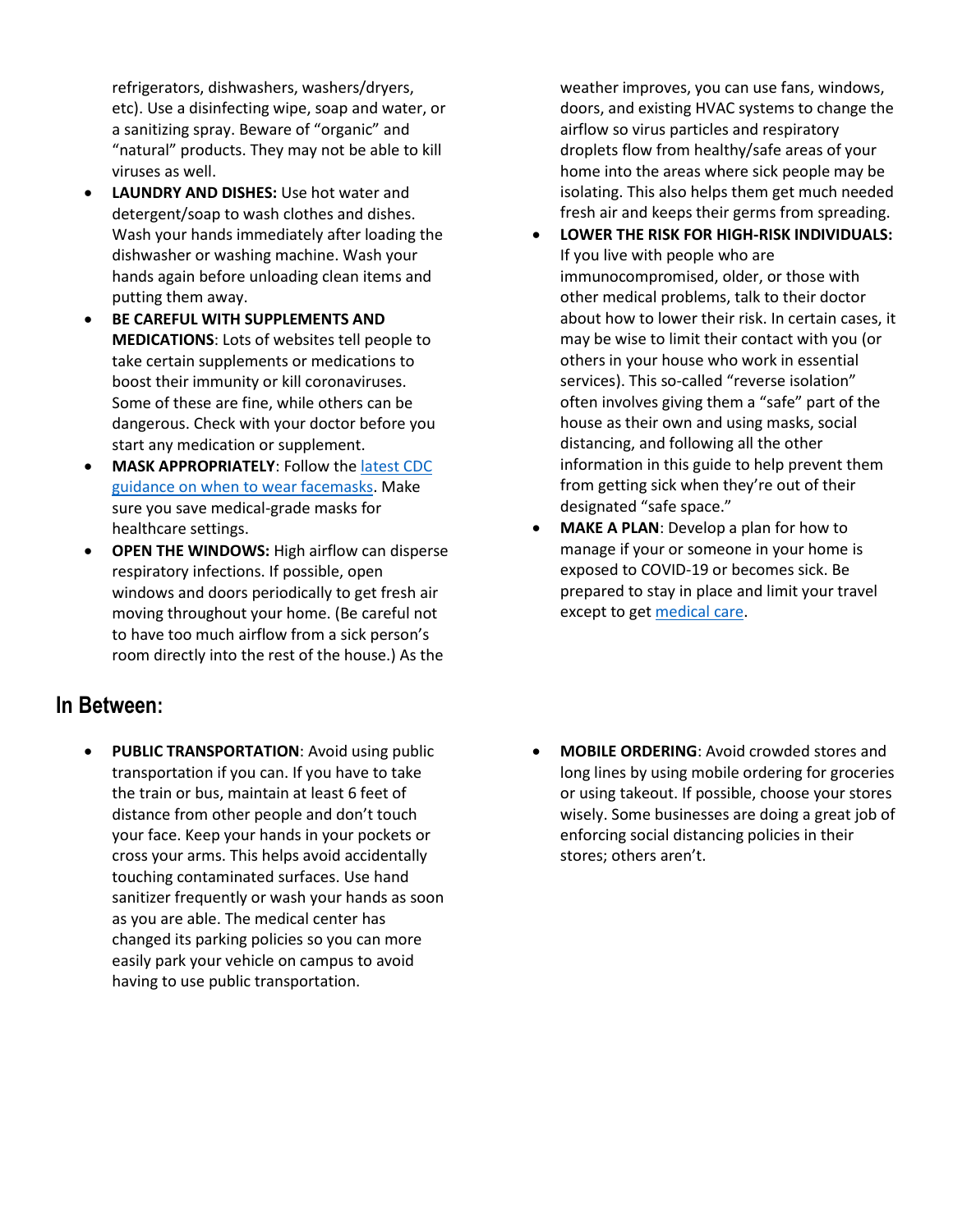refrigerators, dishwashers, washers/dryers, etc). Use a disinfecting wipe, soap and water, or a sanitizing spray. Beware of "organic" and "natural" products. They may not be able to kill viruses as well.

- **LAUNDRY AND DISHES:** Use hot water and detergent/soap to wash clothes and dishes. Wash your hands immediately after loading the dishwasher or washing machine. Wash your hands again before unloading clean items and putting them away.
- **BE CAREFUL WITH SUPPLEMENTS AND MEDICATIONS**: Lots of websites tell people to take certain supplements or medications to boost their immunity or kill coronaviruses. Some of these are fine, while others can be dangerous. Check with your doctor before you start any medication or supplement.
- **MASK APPROPRIATELY**: Follow the latest CDC guidance on when to wear facemasks. Make sure you save medical-grade masks for healthcare settings.
- **OPEN THE WINDOWS:** High airflow can disperse respiratory infections. If possible, open windows and doors periodically to get fresh air moving throughout your home. (Be careful not to have too much airflow from a sick person's room directly into the rest of the house.) As the weather improves, you can use fans, windows, doors, and existing HVAC systems to change the airflow so virus particles and respiratory droplets flow from healthy/safe areas of your home into the areas where sick people may be isolating. This also helps them get much needed fresh air and keeps their germs from spreading.
- **LOWER THE RISK FOR HIGH-RISK INDIVIDUALS:** If you live with people who are immunocompromised, older, or those with other medical problems, talk to their doctor about how to lower their risk. In certain cases, it may be wise to limit their contact with you (or others in your house who work in essential services). This so-called "reverse isolation" often involves giving them a "safe" part of the house as their own and using masks, social distancing, and following all the other information in this guide to help prevent them from getting sick when they're out of their designated "safe space."
- **MAKE A PLAN**: Develop a plan for how to manage if your or someone in your home is exposed to COVID-19 or becomes sick. Be prepared to stay in place and limit your travel except to get medical care.

## In Between:

- **PUBLIC TRANSPORTATION**: Avoid using public transportation if you can. If you have to take the train or bus, maintain at least 6 feet of distance from other people and don't touch your face. Keep your hands in your pockets or cross your arms. This helps avoid accidentally touching contaminated surfaces. Use hand sanitizer frequently or wash your hands as soon as you are able. The medical center has changed its parking policies so you can more easily park your vehicle on campus to avoid having to use public transportation.
- **MOBILE ORDERING**: Avoid crowded stores and long lines by using mobile ordering for groceries or using takeout. If possible, choose your stores wisely. Some businesses are doing a great job of enforcing social distancing policies in their stores; others aren't.